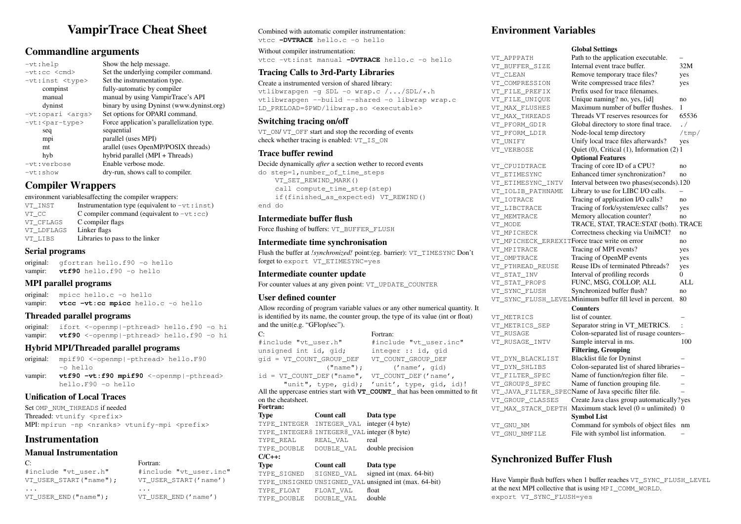# VampirTrace Cheat Sheet

## Commandline arguments

| | |
|---|---|
| `-vt:help` | Show the help message. |
| `-vt:cc <cmd>` | Set the underlying compiler command. |
| `-vt:inst <type>` | Set the instrumentation type. |
| compinst | fully-automatic by compiler |
| manual | manual by using VampirTrace's API |
| dyninst | binary by using Dyninst (www.dyninst.org) |
| `-vt:opari <args>` | Set options for OPARI command. |
| `-vt:<par-type>` | Force application's parallelization type. |
| seq | sequential |
| mpi | parallel (uses MPI) |
| mt | arallel (uses OpenMP/POSIX threads) |
| hyb | hybrid parallel (MPI + Threads) |
| `-vt:verbose` | Enable verbose mode. |
| `-vt:show` | dry-run, shows call to compiler. |

## Compiler Wrappers

environment variablesaffecting the compiler wrappers:

| | |
|---|---|
| `VT_INST` | Instrumentation type (equivalent to `-vt:inst`) |
| `VT_CC` | C compiler command (equivalent to `-vt:cc`) |
| `VT_CFLAGS` | C compiler flags |
| `VT_LDFLAGS` | Linker flags |
| `VT_LIBS` | Libraries to pass to the linker |

### Serial programs

original: `gfortran hello.f90 -o hello`
vampir: **`vtf90`** `hello.f90 -o hello`

### MPI parallel programs

original: `mpicc hello.c -o hello`
vampir: **`vtcc -vt:cc mpicc`** `hello.c -o hello`

### Threaded parallel programs

original: `ifort <-openmp|-pthread> hello.f90 -o hi`
vampir: **`vtf90`** `<-openmp|-pthread> hello.f90 -o hi`

### Hybrid MPI/Threaded parallel programs

original: `mpif90 <-openmp|-pthread> hello.F90 -o hello`
vampir: **`vtf90 -vt:f90 mpif90`** `<-openmp|-pthread> hello.F90 -o hello`

### Unification of Local Traces

Set `OMP_NUM_THREADS` if needed
Threaded: `vtunify <prefix>`
MPI: `mpirun -np <nranks> vtunify-mpi <prefix>`

## Instrumentation

### Manual Instrumentation

C:

```
#include "vt_user.h"
VT_USER_START("name");
...
VT_USER_END("name");
```

Fortran:

```
#include "vt_user.inc"
VT_USER_START('name')
...
VT_USER_END('name')
```

Combined with automatic compiler instrumentation:
`vtcc -DVTRACE hello.c -o hello`

Without compiler instrumentation:
`vtcc -vt:inst manual -DVTRACE hello.c -o hello`

### Tracing Calls to 3rd-Party Libraries

Create a instrumented version of shared library:

```
vtlibwrapgen -g SDL -o wrap.c /.../SDL/*.h
vtlibwrapgen --build --shared -o libwrap wrap.c
LD_PRELOAD=$PWD/libwrap.so <executable>
```

### Switching tracing on/off

`VT_ON`/ `VT_OFF` start and stop the recording of events
check whether tracing is enabled: `VT_IS_ON`

### Trace buffer rewind

Decide dynamically *after* a section wether to record events

```
do step=1,number_of_time_steps
    VT_SET_REWIND_MARK()
    call compute_time_step(step)
    if(finished_as_expected) VT_REWIND()
end do
```

### Intermediate buffer flush

Force flushing of buffers: `VT_BUFFER_FLUSH`

### Intermediate time synchronisation

Flush the buffer at *!synchronized!* point:(eg. barrier): `VT_TIMESYNC` Don't forget to `export VT_ETIMESYNC=yes`

### Intermediate counter update

For counter values at any given point: `VT_UPDATE_COUNTER`

### User defined counter

Allow recording of program variable values or any other numerical quantity. It is identified by its name, the counter group, the type of its value (int or float) and the unit(e.g. "GFlop/sec").

C:

```
#include "vt_user.h"
unsigned int id, gid;
gid = VT_COUNT_GROUP_DEF
          ("name");
id = VT_COUNT_DEF("name",
      "unit", type, gid);
```

Fortran:

```
#include "vt_user.inc"
integer :: id, gid
VT_COUNT_GROUP_DEF
     ('name', gid)
VT_COUNT_DEF('name',
'unit', type, gid, id)!
```

All the uppercase entries start with **`VT_COUNT_`** that has been ommitted to fit on the cheatsheet.

**Fortran:**

| Type | Count call | Data type |
|---|---|---|
| `TYPE_INTEGER` | `INTEGER_VAL` | integer (4 byte) |
| `TYPE_INTEGER8` | `INTEGER8_VAL` | integer (8 byte) |
| `TYPE_REAL` | `REAL_VAL` | real |
| `TYPE_DOUBLE` | `DOUBLE_VAL` | double precision |

**C/C++:**

| Type | Count call | Data type |
|---|---|---|
| `TYPE_SIGNED` | `SIGNED_VAL` | signed int (max. 64-bit) |
| `TYPE_UNSIGNED` | `UNSIGNED_VAL` | unsigned int (max. 64-bit) |
| `TYPE_FLOAT` | `FLOAT_VAL` | float |
| `TYPE_DOUBLE` | `DOUBLE_VAL` | double |

## Environment Variables

| Variable | Description | Default |
|---|---|---|
| | **Global Settings** | |
| `VT_APPPATH` | Path to the application executable. | – |
| `VT_BUFFER_SIZE` | Internal event trace buffer. | 32M |
| `VT_CLEAN` | Remove temporary trace files? | yes |
| `VT_COMPRESSION` | Write compressed trace files? | yes |
| `VT_FILE_PREFIX` | Prefix used for trace filenames. | |
| `VT_FILE_UNIQUE` | Unique naming? no, yes, [id] | no |
| `VT_MAX_FLUSHES` | Maximum number of buffer flushes. | 1 |
| `VT_MAX_THREADS` | Threads VT reserves resources for | 65536 |
| `VT_PFORM_GDIR` | Global directory to store final trace. | `./` |
| `VT_PFORM_LDIR` | Node-local temp directory | `/tmp/` |
| `VT_UNIFY` | Unify local trace files afterwards? | yes |
| `VT_VERBOSE` | Quiet (0), Critical (1), Information (2) | 1 |
| | **Optional Features** | |
| `VT_CPUIDTRACE` | Tracing of core ID of a CPU? | no |
| `VT_ETIMESYNC` | Enhanced timer synchronization? | no |
| `VT_ETIMESYNC_INTV` | Interval between two phases(seconds). | 120 |
| `VT_IOLIB_PATHNAME` | Library to use for LIBC I/O calls. | – |
| `VT_IOTRACE` | Tracing of application I/O calls? | no |
| `VT_LIBCTRACE` | Tracing of fork/system/exec calls? | yes |
| `VT_MEMTRACE` | Memory allocation counter? | no |
| `VT_MODE` | TRACE, STAT, TRACE:STAT (both). | TRACE |
| `VT_MPICHECK` | Correctness checking via UniMCI? | no |
| `VT_MPICHECK_ERREXIT` | Force trace write on error | no |
| `VT_MPITRACE` | Tracing of MPI events? | yes |
| `VT_OMPTRACE` | Tracing of OpenMP events | yes |
| `VT_PTHREAD_REUSE` | Reuse IDs of terminated Pthreads? | yes |
| `VT_STAT_INV` | Interval of profiling records | 0 |
| `VT_STAT_PROPS` | FUNC, MSG, COLLOP, ALL | ALL |
| `VT_SYNC_FLUSH` | Synchronized buffer flush? | no |
| `VT_SYNC_FLUSH_LEVEL` | Minimum buffer fill level in percent. | 80 |
| | **Counters** | |
| `VT_METRICS` | list of counter. | – |
| `VT_METRICS_SEP` | Separator string in VT_METRICS. | : |
| `VT_RUSAGE` | Colon-separated list of rusage counters | – |
| `VT_RUSAGE_INTV` | Sample interval in ms. | 100 |
| | **Filtering, Grouping** | |
| `VT_DYN_BLACKLIST` | Blacklist file for Dyninst | – |
| `VT_DYN_SHLIBS` | Colon-separated list of shared libraries | – |
| `VT_FILTER_SPEC` | Name of function/region filter file. | – |
| `VT_GROUPS_SPEC` | Name of function grouping file. | – |
| `VT_JAVA_FILTER_SPEC` | Name of Java specific filter file. | – |
| `VT_GROUP_CLASSES` | Create Java class group automatically? | yes |
| `VT_MAX_STACK_DEPTH` | Maximum stack level (0 = unlimited) | 0 |
| | **Symbol List** | |
| `VT_GNU_NM` | Command for symbols of object files | nm |
| `VT_GNU_NMFILE` | File with symbol list information. | – |

## Synchronized Buffer Flush

Have Vampir flush buffers when 1 buffer reaches `VT_SYNC_FLUSH_LEVEL` at the next MPI collective that is using `MPI_COMM_WORLD`.
`export VT_SYNC_FLUSH=yes`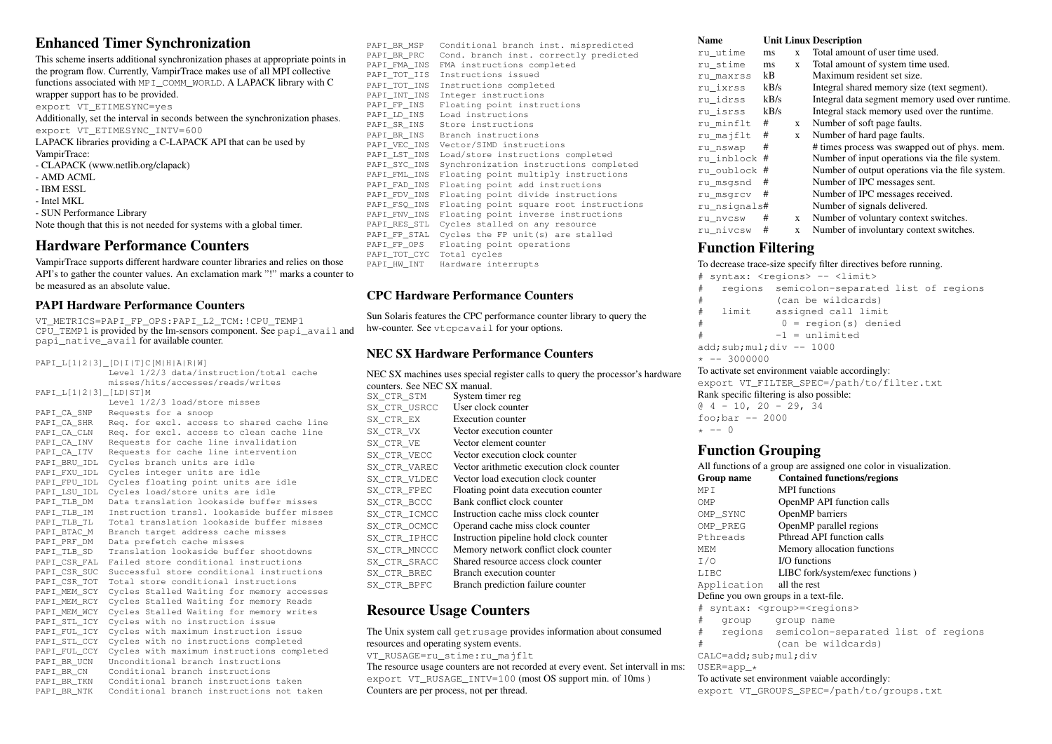## Enhanced Timer Synchronization

This scheme inserts additional synchronization phases at appropriate points in the program flow. Currently, VampirTrace makes use of all MPI collective functions associated with `MPI_COMM_WORLD`. A LAPACK library with C wrapper support has to be provided.

```
export VT_ETIMESYNC=yes
```

Additionally, set the interval in seconds between the synchronization phases.

```
export VT_ETIMESYNC_INTV=600
```

LAPACK libraries providing a C-LAPACK API that can be used by VampirTrace:

- CLAPACK (www.netlib.org/clapack)
- AMD ACML
- IBM ESSL
- Intel MKL
- SUN Performance Library

Note though that this is not needed for systems with a global timer.

## Hardware Performance Counters

VampirTrace supports different hardware counter libraries and relies on those API's to gather the counter values. An exclamation mark "!" marks a counter to be measured as an absolute value.

### PAPI Hardware Performance Counters

```
VT_METRICS=PAPI_FP_OPS:PAPI_L2_TCM:!CPU_TEMP1
```

`CPU_TEMP1` is provided by the lm-sensors component. See `papi_avail` and `papi_native_avail` for available counter.

```
PAPI_L[1|2|3]_[D|I|T]C[M|H|A|R|W]
              Level 1/2/3 data/instruction/total cache
              misses/hits/accesses/reads/writes
PAPI_L[1|2|3]_[LD|ST]M
              Level 1/2/3 load/store misses
PAPI_CA_SNP   Requests for a snoop
PAPI_CA_SHR   Req. for excl. access to shared cache line
PAPI_CA_CLN   Req. for excl. access to clean cache line
PAPI_CA_INV   Requests for cache line invalidation
PAPI_CA_ITV   Requests for cache line intervention
PAPI_BRU_IDL  Cycles branch units are idle
PAPI_FXU_IDL  Cycles integer units are idle
PAPI_FPU_IDL  Cycles floating point units are idle
PAPI_LSU_IDL  Cycles load/store units are idle
PAPI_TLB_DM   Data translation lookaside buffer misses
PAPI_TLB_IM   Instruction transl. lookaside buffer misses
PAPI_TLB_TL   Total translation lookaside buffer misses
PAPI_BTAC_M   Branch target address cache misses
PAPI_PRF_DM   Data prefetch cache misses
PAPI_TLB_SD   Translation lookaside buffer shootdowns
PAPI_CSR_FAL  Failed store conditional instructions
PAPI_CSR_SUC  Successful store conditional instructions
PAPI_CSR_TOT  Total store conditional instructions
PAPI_MEM_SCY  Cycles Stalled Waiting for memory accesses
PAPI_MEM_RCY  Cycles Stalled Waiting for memory Reads
PAPI_MEM_WCY  Cycles Stalled Waiting for memory writes
PAPI_STL_ICY  Cycles with no instruction issue
PAPI_FUL_ICY  Cycles with maximum instruction issue
PAPI_STL_CCY  Cycles with no instructions completed
PAPI_FUL_CCY  Cycles with maximum instructions completed
PAPI_BR_UCN   Unconditional branch instructions
PAPI_BR_CN    Conditional branch instructions
PAPI_BR_TKN   Conditional branch instructions taken
PAPI_BR_NTK   Conditional branch instructions not taken
PAPI_BR_MSP   Conditional branch inst. mispredicted
PAPI_BR_PRC   Cond. branch inst. correctly predicted
PAPI_FMA_INS  FMA instructions completed
PAPI_TOT_IIS  Instructions issued
PAPI_TOT_INS  Instructions completed
PAPI_INT_INS  Integer instructions
PAPI_FP_INS   Floating point instructions
PAPI_LD_INS   Load instructions
PAPI_SR_INS   Store instructions
PAPI_BR_INS   Branch instructions
PAPI_VEC_INS  Vector/SIMD instructions
PAPI_LST_INS  Load/store instructions completed
PAPI_SYC_INS  Synchronization instructions completed
PAPI_FML_INS  Floating point multiply instructions
PAPI_FAD_INS  Floating point add instructions
PAPI_FDV_INS  Floating point divide instructions
PAPI_FSQ_INS  Floating point square root instructions
PAPI_FNV_INS  Floating point inverse instructions
PAPI_RES_STL  Cycles stalled on any resource
PAPI_FP_STAL  Cycles the FP unit(s) are stalled
PAPI_FP_OPS   Floating point operations
PAPI_TOT_CYC  Total cycles
PAPI_HW_INT   Hardware interrupts
```

### CPC Hardware Performance Counters

Sun Solaris features the CPC performance counter library to query the hw-counter. See `vtcpcavail` for your options.

### NEC SX Hardware Performance Counters

NEC SX machines uses special register calls to query the processor's hardware counters. See NEC SX manual.

| | |
|---|---|
| `SX_CTR_STM` | System timer reg |
| `SX_CTR_USRCC` | User clock counter |
| `SX_CTR_EX` | Execution counter |
| `SX_CTR_VX` | Vector execution counter |
| `SX_CTR_VE` | Vector element counter |
| `SX_CTR_VECC` | Vector execution clock counter |
| `SX_CTR_VAREC` | Vector arithmetic execution clock counter |
| `SX_CTR_VLDEC` | Vector load execution clock counter |
| `SX_CTR_FPEC` | Floating point data execution counter |
| `SX_CTR_BCCC` | Bank conflict clock counter |
| `SX_CTR_ICMCC` | Instruction cache miss clock counter |
| `SX_CTR_OCMCC` | Operand cache miss clock counter |
| `SX_CTR_IPHCC` | Instruction pipeline hold clock counter |
| `SX_CTR_MNCCC` | Memory network conflict clock counter |
| `SX_CTR_SRACC` | Shared resource access clock counter |
| `SX_CTR_BREC` | Branch execution counter |
| `SX_CTR_BPFC` | Branch prediction failure counter |

## Resource Usage Counters

The Unix system call `getrusage` provides information about consumed resources and operating system events.

```
VT_RUSAGE=ru_stime:ru_majflt
```

The resource usage counters are not recorded at every event. Set intervall in ms: `export VT_RUSAGE_INTV=100` (most OS support min. of 10ms )

Counters are per process, not per thread.

| Name | Unit | Linux | Description |
|---|---|---|---|
| `ru_utime` | ms | x | Total amount of user time used. |
| `ru_stime` | ms | x | Total amount of system time used. |
| `ru_maxrss` | kB | | Maximum resident set size. |
| `ru_ixrss` | kB/s | | Integral shared memory size (text segment). |
| `ru_idrss` | kB/s | | Integral data segment memory used over runtime. |
| `ru_isrss` | kB/s | | Integral stack memory used over the runtime. |
| `ru_minflt` | # | x | Number of soft page faults. |
| `ru_majflt` | # | x | Number of hard page faults. |
| `ru_nswap` | # | | # times process was swapped out of phys. mem. |
| `ru_inblock` | # | | Number of input operations via the file system. |
| `ru_oublock` | # | | Number of output operations via the file system. |
| `ru_msgsnd` | # | | Number of IPC messages sent. |
| `ru_msgrcv` | # | | Number of IPC messages received. |
| `ru_nsignals` | # | | Number of signals delivered. |
| `ru_nvcsw` | # | x | Number of voluntary context switches. |
| `ru_nivcsw` | # | x | Number of involuntary context switches. |

## Function Filtering

To decrease trace-size specify filter directives before running.

```
# syntax: <regions> -- <limit>
#   regions  semicolon-separated list of regions
#            (can be wildcards)
#   limit    assigned call limit
#             0 = region(s) denied
#            -1 = unlimited
add;sub;mul;div -- 1000
* -- 3000000
```

To activate set environment vaiable accordingly:

```
export VT_FILTER_SPEC=/path/to/filter.txt
```

Rank specific filtering is also possible:

```
@ 4 - 10, 20 - 29, 34
foo;bar -- 2000
* -- 0
```

## Function Grouping

All functions of a group are assigned one color in visualization.

| Group name | Contained functions/regions |
|---|---|
| `MPI` | MPI functions |
| `OMP` | OpenMP API function calls |
| `OMP_SYNC` | OpenMP barriers |
| `OMP_PREG` | OpenMP parallel regions |
| `Pthreads` | Pthread API function calls |
| `MEM` | Memory allocation functions |
| `I/O` | I/O functions |
| `LIBC` | LIBC fork/system/exec functions ) |
| `Application` | all the rest |

Define you own groups in a text-file.

```
# syntax: <group>=<regions>
#   group    group name
#   regions  semicolon-separated list of regions
#            (can be wildcards)
CALC=add;sub;mul;div
USER=app_*
```

To activate set environment vaiable accordingly:

```
export VT_GROUPS_SPEC=/path/to/groups.txt
```